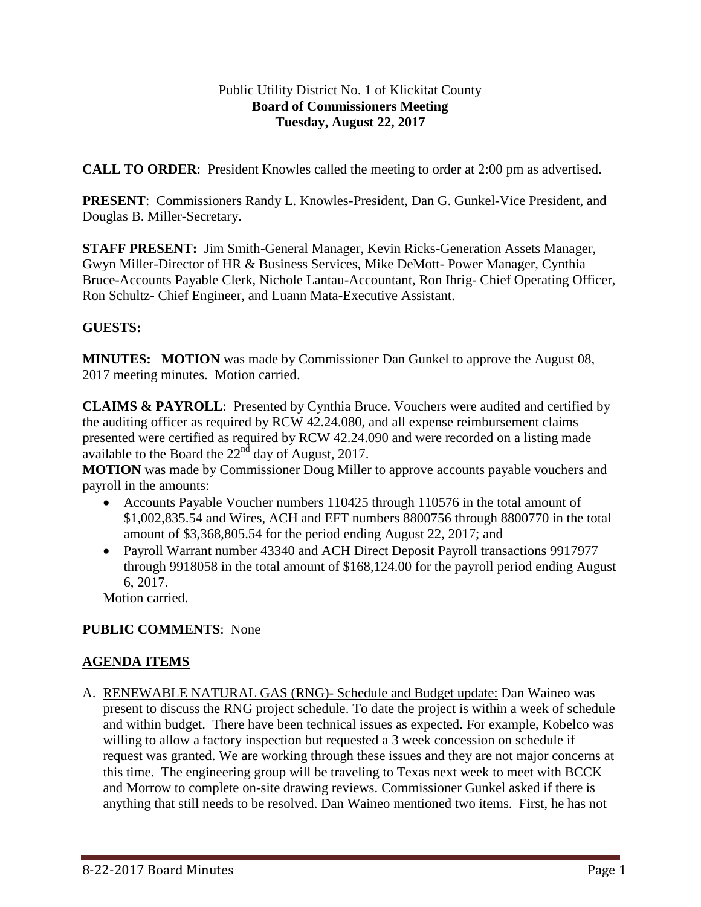Public Utility District No. 1 of Klickitat County
**Board of Commissioners Meeting**
**Tuesday, August 22, 2017**

**CALL TO ORDER**: President Knowles called the meeting to order at 2:00 pm as advertised.

**PRESENT**: Commissioners Randy L. Knowles-President, Dan G. Gunkel-Vice President, and Douglas B. Miller-Secretary.

**STAFF PRESENT:** Jim Smith-General Manager, Kevin Ricks-Generation Assets Manager, Gwyn Miller-Director of HR & Business Services, Mike DeMott- Power Manager, Cynthia Bruce-Accounts Payable Clerk, Nichole Lantau-Accountant, Ron Ihrig- Chief Operating Officer, Ron Schultz- Chief Engineer, and Luann Mata-Executive Assistant.

**GUESTS:**

**MINUTES: MOTION** was made by Commissioner Dan Gunkel to approve the August 08, 2017 meeting minutes. Motion carried.

**CLAIMS & PAYROLL**: Presented by Cynthia Bruce. Vouchers were audited and certified by the auditing officer as required by RCW 42.24.080, and all expense reimbursement claims presented were certified as required by RCW 42.24.090 and were recorded on a listing made available to the Board the 22nd day of August, 2017.

**MOTION** was made by Commissioner Doug Miller to approve accounts payable vouchers and payroll in the amounts:

- Accounts Payable Voucher numbers 110425 through 110576 in the total amount of $1,002,835.54 and Wires, ACH and EFT numbers 8800756 through 8800770 in the total amount of $3,368,805.54 for the period ending August 22, 2017; and
- Payroll Warrant number 43340 and ACH Direct Deposit Payroll transactions 9917977 through 9918058 in the total amount of $168,124.00 for the payroll period ending August 6, 2017.

Motion carried.

**PUBLIC COMMENTS**: None

**AGENDA ITEMS**

A. RENEWABLE NATURAL GAS (RNG)- Schedule and Budget update: Dan Waineo was present to discuss the RNG project schedule. To date the project is within a week of schedule and within budget. There have been technical issues as expected. For example, Kobelco was willing to allow a factory inspection but requested a 3 week concession on schedule if request was granted. We are working through these issues and they are not major concerns at this time. The engineering group will be traveling to Texas next week to meet with BCCK and Morrow to complete on-site drawing reviews. Commissioner Gunkel asked if there is anything that still needs to be resolved. Dan Waineo mentioned two items. First, he has not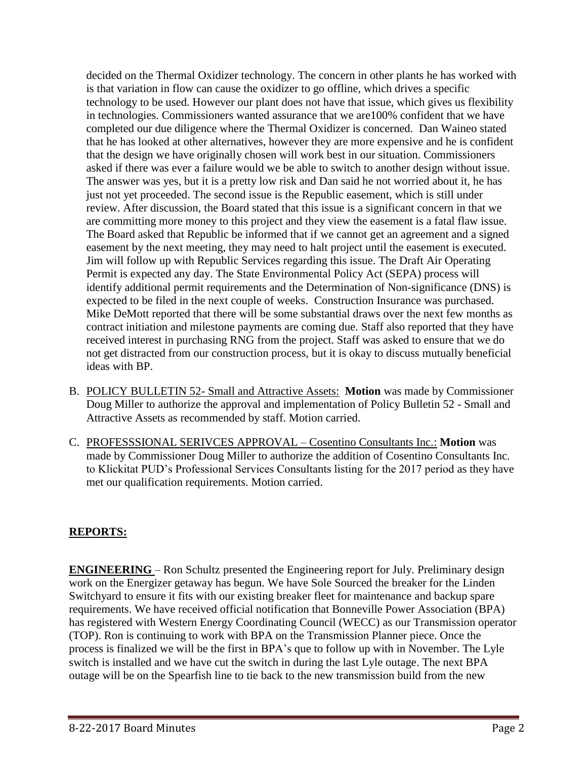decided on the Thermal Oxidizer technology. The concern in other plants he has worked with is that variation in flow can cause the oxidizer to go offline, which drives a specific technology to be used. However our plant does not have that issue, which gives us flexibility in technologies. Commissioners wanted assurance that we are100% confident that we have completed our due diligence where the Thermal Oxidizer is concerned. Dan Waineo stated that he has looked at other alternatives, however they are more expensive and he is confident that the design we have originally chosen will work best in our situation. Commissioners asked if there was ever a failure would we be able to switch to another design without issue. The answer was yes, but it is a pretty low risk and Dan said he not worried about it, he has just not yet proceeded. The second issue is the Republic easement, which is still under review. After discussion, the Board stated that this issue is a significant concern in that we are committing more money to this project and they view the easement is a fatal flaw issue. The Board asked that Republic be informed that if we cannot get an agreement and a signed easement by the next meeting, they may need to halt project until the easement is executed. Jim will follow up with Republic Services regarding this issue. The Draft Air Operating Permit is expected any day. The State Environmental Policy Act (SEPA) process will identify additional permit requirements and the Determination of Non-significance (DNS) is expected to be filed in the next couple of weeks. Construction Insurance was purchased. Mike DeMott reported that there will be some substantial draws over the next few months as contract initiation and milestone payments are coming due. Staff also reported that they have received interest in purchasing RNG from the project. Staff was asked to ensure that we do not get distracted from our construction process, but it is okay to discuss mutually beneficial ideas with BP.

B. POLICY BULLETIN 52- Small and Attractive Assets: **Motion** was made by Commissioner Doug Miller to authorize the approval and implementation of Policy Bulletin 52 - Small and Attractive Assets as recommended by staff. Motion carried.

C. PROFESSSIONAL SERIVCES APPROVAL – Cosentino Consultants Inc.: **Motion** was made by Commissioner Doug Miller to authorize the addition of Cosentino Consultants Inc. to Klickitat PUD's Professional Services Consultants listing for the 2017 period as they have met our qualification requirements. Motion carried.

## **REPORTS:**

**ENGINEERING** – Ron Schultz presented the Engineering report for July. Preliminary design work on the Energizer getaway has begun. We have Sole Sourced the breaker for the Linden Switchyard to ensure it fits with our existing breaker fleet for maintenance and backup spare requirements. We have received official notification that Bonneville Power Association (BPA) has registered with Western Energy Coordinating Council (WECC) as our Transmission operator (TOP). Ron is continuing to work with BPA on the Transmission Planner piece. Once the process is finalized we will be the first in BPA's que to follow up with in November. The Lyle switch is installed and we have cut the switch in during the last Lyle outage. The next BPA outage will be on the Spearfish line to tie back to the new transmission build from the new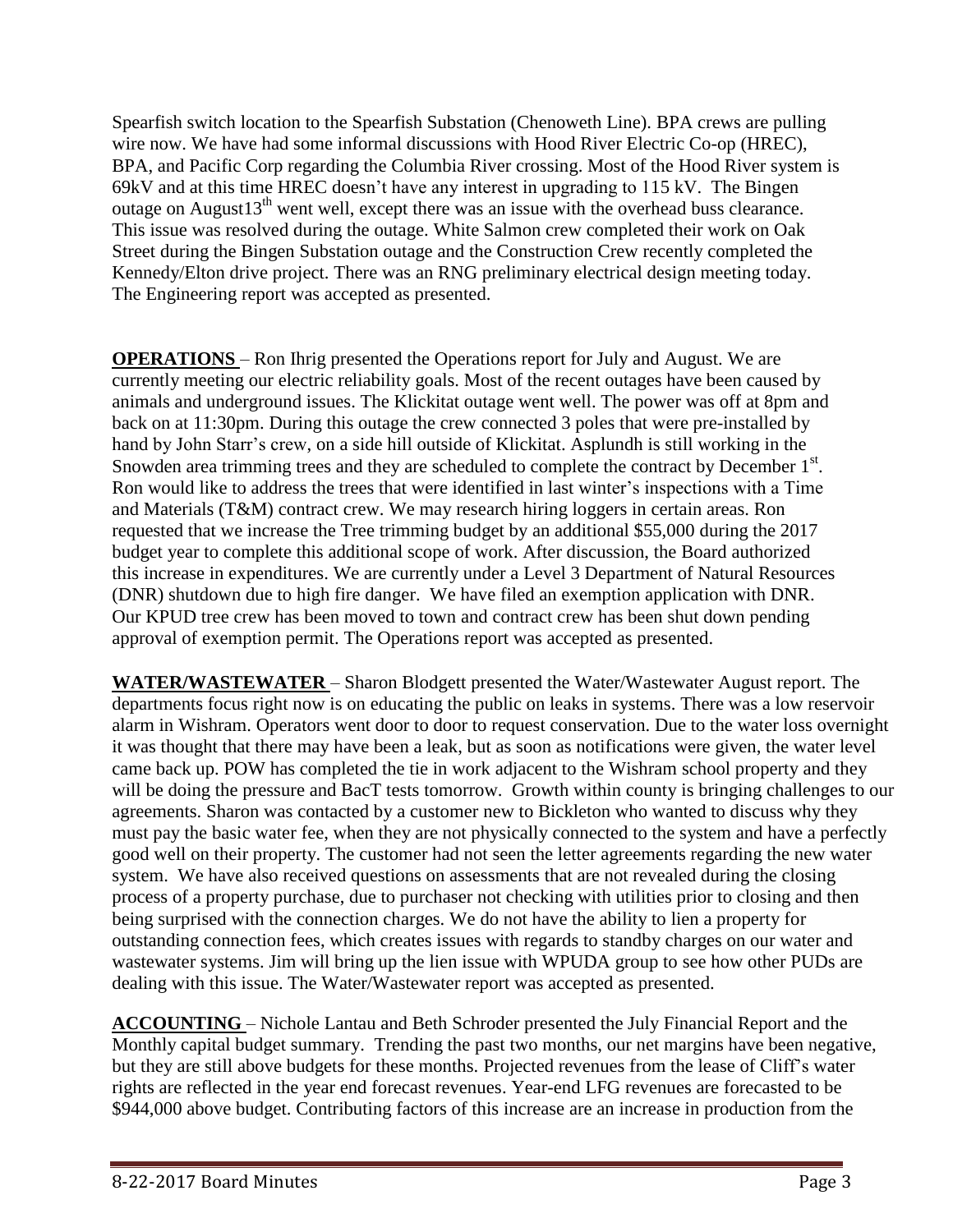Spearfish switch location to the Spearfish Substation (Chenoweth Line). BPA crews are pulling wire now. We have had some informal discussions with Hood River Electric Co-op (HREC), BPA, and Pacific Corp regarding the Columbia River crossing. Most of the Hood River system is 69kV and at this time HREC doesn't have any interest in upgrading to 115 kV. The Bingen outage on August13th went well, except there was an issue with the overhead buss clearance. This issue was resolved during the outage. White Salmon crew completed their work on Oak Street during the Bingen Substation outage and the Construction Crew recently completed the Kennedy/Elton drive project. There was an RNG preliminary electrical design meeting today. The Engineering report was accepted as presented.

**OPERATIONS** – Ron Ihrig presented the Operations report for July and August. We are currently meeting our electric reliability goals. Most of the recent outages have been caused by animals and underground issues. The Klickitat outage went well. The power was off at 8pm and back on at 11:30pm. During this outage the crew connected 3 poles that were pre-installed by hand by John Starr's crew, on a side hill outside of Klickitat. Asplundh is still working in the Snowden area trimming trees and they are scheduled to complete the contract by December 1st. Ron would like to address the trees that were identified in last winter's inspections with a Time and Materials (T&M) contract crew. We may research hiring loggers in certain areas. Ron requested that we increase the Tree trimming budget by an additional $55,000 during the 2017 budget year to complete this additional scope of work. After discussion, the Board authorized this increase in expenditures. We are currently under a Level 3 Department of Natural Resources (DNR) shutdown due to high fire danger. We have filed an exemption application with DNR. Our KPUD tree crew has been moved to town and contract crew has been shut down pending approval of exemption permit. The Operations report was accepted as presented.

**WATER/WASTEWATER** – Sharon Blodgett presented the Water/Wastewater August report. The departments focus right now is on educating the public on leaks in systems. There was a low reservoir alarm in Wishram. Operators went door to door to request conservation. Due to the water loss overnight it was thought that there may have been a leak, but as soon as notifications were given, the water level came back up. POW has completed the tie in work adjacent to the Wishram school property and they will be doing the pressure and BacT tests tomorrow. Growth within county is bringing challenges to our agreements. Sharon was contacted by a customer new to Bickleton who wanted to discuss why they must pay the basic water fee, when they are not physically connected to the system and have a perfectly good well on their property. The customer had not seen the letter agreements regarding the new water system. We have also received questions on assessments that are not revealed during the closing process of a property purchase, due to purchaser not checking with utilities prior to closing and then being surprised with the connection charges. We do not have the ability to lien a property for outstanding connection fees, which creates issues with regards to standby charges on our water and wastewater systems. Jim will bring up the lien issue with WPUDA group to see how other PUDs are dealing with this issue. The Water/Wastewater report was accepted as presented.

**ACCOUNTING** – Nichole Lantau and Beth Schroder presented the July Financial Report and the Monthly capital budget summary. Trending the past two months, our net margins have been negative, but they are still above budgets for these months. Projected revenues from the lease of Cliff's water rights are reflected in the year end forecast revenues. Year-end LFG revenues are forecasted to be $944,000 above budget. Contributing factors of this increase are an increase in production from the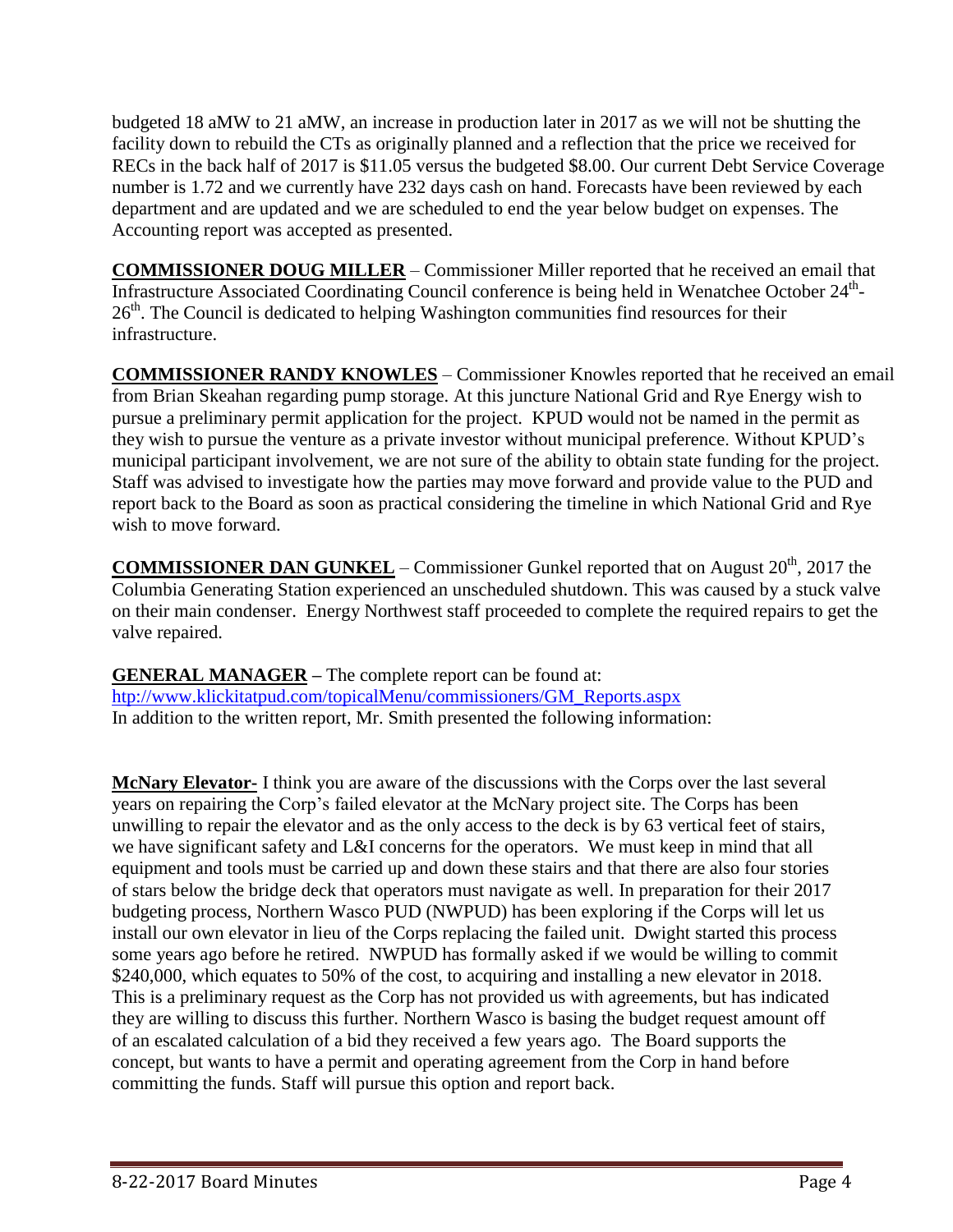budgeted 18 aMW to 21 aMW, an increase in production later in 2017 as we will not be shutting the facility down to rebuild the CTs as originally planned and a reflection that the price we received for RECs in the back half of 2017 is $11.05 versus the budgeted $8.00. Our current Debt Service Coverage number is 1.72 and we currently have 232 days cash on hand. Forecasts have been reviewed by each department and are updated and we are scheduled to end the year below budget on expenses. The Accounting report was accepted as presented.

**COMMISSIONER DOUG MILLER** – Commissioner Miller reported that he received an email that Infrastructure Associated Coordinating Council conference is being held in Wenatchee October 24th-26th. The Council is dedicated to helping Washington communities find resources for their infrastructure.

**COMMISSIONER RANDY KNOWLES** – Commissioner Knowles reported that he received an email from Brian Skeahan regarding pump storage. At this juncture National Grid and Rye Energy wish to pursue a preliminary permit application for the project. KPUD would not be named in the permit as they wish to pursue the venture as a private investor without municipal preference. Without KPUD's municipal participant involvement, we are not sure of the ability to obtain state funding for the project. Staff was advised to investigate how the parties may move forward and provide value to the PUD and report back to the Board as soon as practical considering the timeline in which National Grid and Rye wish to move forward.

**COMMISSIONER DAN GUNKEL** – Commissioner Gunkel reported that on August 20th, 2017 the Columbia Generating Station experienced an unscheduled shutdown. This was caused by a stuck valve on their main condenser. Energy Northwest staff proceeded to complete the required repairs to get the valve repaired.

**GENERAL MANAGER** – The complete report can be found at:
http://www.klickitatpud.com/topicalMenu/commissioners/GM_Reports.aspx
In addition to the written report, Mr. Smith presented the following information:

**McNary Elevator-** I think you are aware of the discussions with the Corps over the last several years on repairing the Corp's failed elevator at the McNary project site. The Corps has been unwilling to repair the elevator and as the only access to the deck is by 63 vertical feet of stairs, we have significant safety and L&I concerns for the operators. We must keep in mind that all equipment and tools must be carried up and down these stairs and that there are also four stories of stars below the bridge deck that operators must navigate as well. In preparation for their 2017 budgeting process, Northern Wasco PUD (NWPUD) has been exploring if the Corps will let us install our own elevator in lieu of the Corps replacing the failed unit. Dwight started this process some years ago before he retired. NWPUD has formally asked if we would be willing to commit $240,000, which equates to 50% of the cost, to acquiring and installing a new elevator in 2018. This is a preliminary request as the Corp has not provided us with agreements, but has indicated they are willing to discuss this further. Northern Wasco is basing the budget request amount off of an escalated calculation of a bid they received a few years ago. The Board supports the concept, but wants to have a permit and operating agreement from the Corp in hand before committing the funds. Staff will pursue this option and report back.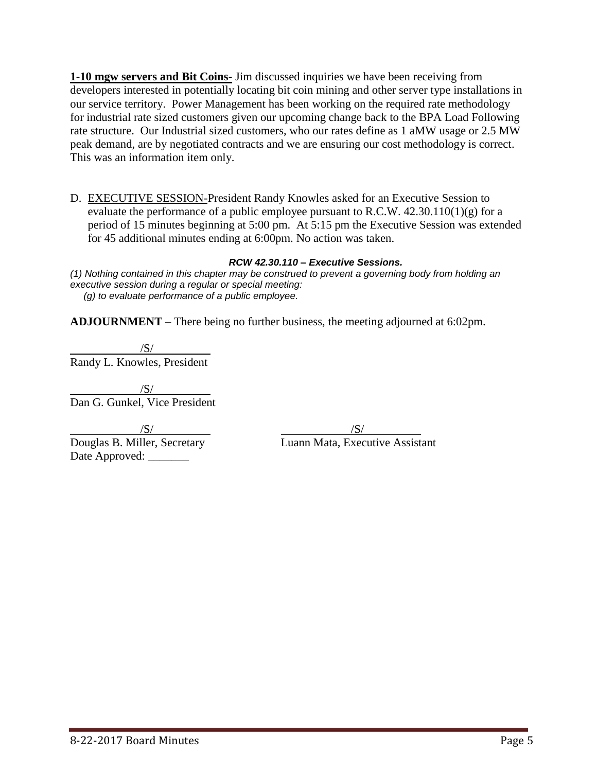**1-10 mgw servers and Bit Coins-** Jim discussed inquiries we have been receiving from developers interested in potentially locating bit coin mining and other server type installations in our service territory. Power Management has been working on the required rate methodology for industrial rate sized customers given our upcoming change back to the BPA Load Following rate structure. Our Industrial sized customers, who our rates define as 1 aMW usage or 2.5 MW peak demand, are by negotiated contracts and we are ensuring our cost methodology is correct. This was an information item only.

D. EXECUTIVE SESSION-President Randy Knowles asked for an Executive Session to evaluate the performance of a public employee pursuant to R.C.W. 42.30.110(1)(g) for a period of 15 minutes beginning at 5:00 pm. At 5:15 pm the Executive Session was extended for 45 additional minutes ending at 6:00pm. No action was taken.

***RCW 42.30.110 – Executive Sessions.***

*(1) Nothing contained in this chapter may be construed to prevent a governing body from holding an executive session during a regular or special meeting:*
*(g) to evaluate performance of a public employee.*

**ADJOURNMENT** – There being no further business, the meeting adjourned at 6:02pm.

/S/
Randy L. Knowles, President

/S/
Dan G. Gunkel, Vice President

/S/
Douglas B. Miller, Secretary
Date Approved: _______

/S/
Luann Mata, Executive Assistant